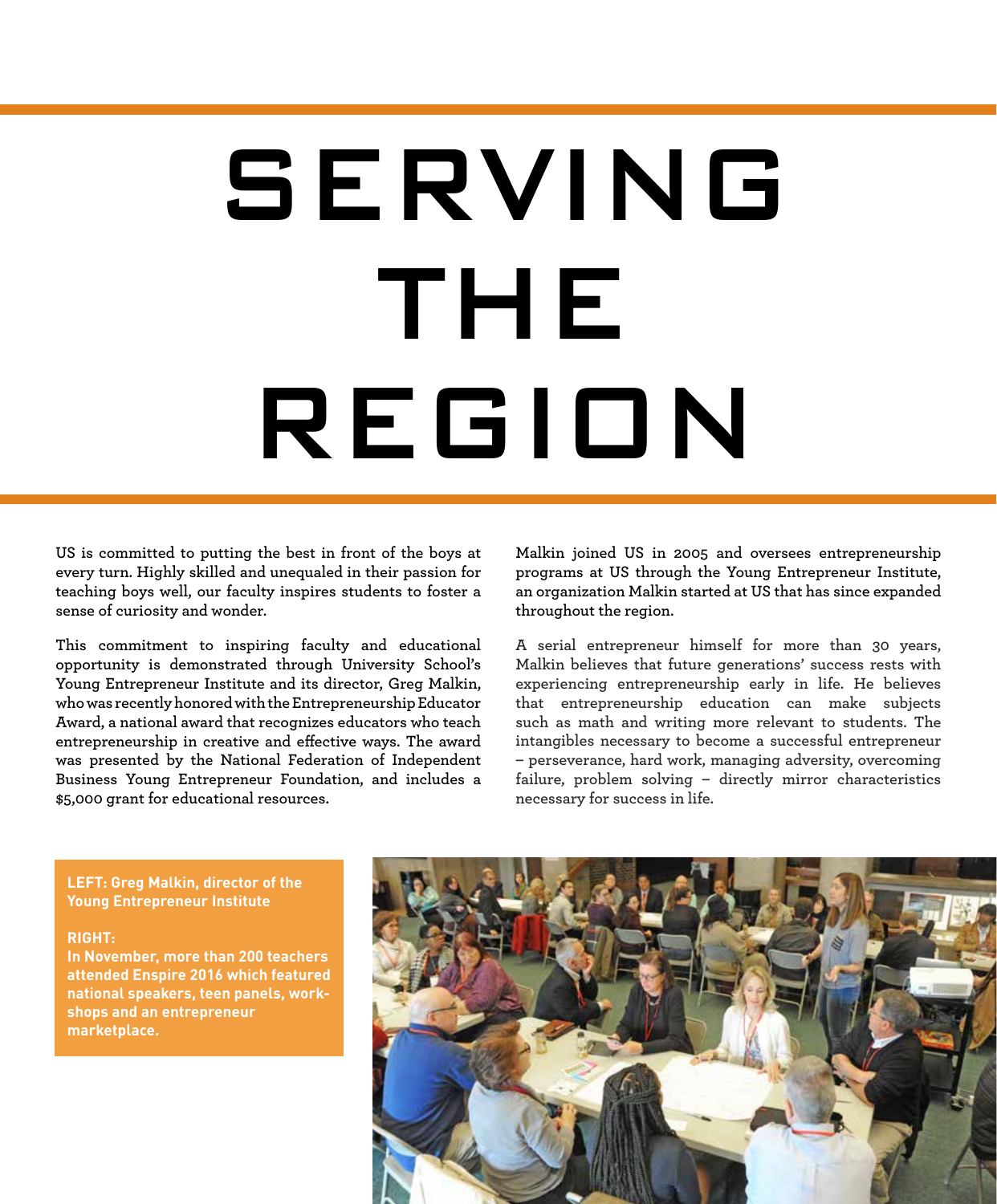# SERVING THE REGION

US is committed to putting the best in front of the boys at every turn. Highly skilled and unequaled in their passion for teaching boys well, our faculty inspires students to foster a sense of curiosity and wonder.

This commitment to inspiring faculty and educational opportunity is demonstrated through University School's Young Entrepreneur Institute and its director, Greg Malkin, who was recently honored with the Entrepreneurship Educator Award, a national award that recognizes educators who teach entrepreneurship in creative and effective ways. The award was presented by the National Federation of Independent Business Young Entrepreneur Foundation, and includes a $5,000 grant for educational resources.

Malkin joined US in 2005 and oversees entrepreneurship programs at US through the Young Entrepreneur Institute, an organization Malkin started at US that has since expanded throughout the region.

A serial entrepreneur himself for more than 30 years, Malkin believes that future generations' success rests with experiencing entrepreneurship early in life. He believes that entrepreneurship education can make subjects such as math and writing more relevant to students. The intangibles necessary to become a successful entrepreneur – perseverance, hard work, managing adversity, overcoming failure, problem solving – directly mirror characteristics necessary for success in life.

**LEFT: Greg Malkin, director of the Young Entrepreneur Institute**

**RIGHT:**
**In November, more than 200 teachers attended Enspire 2016 which featured national speakers, teen panels, workshops and an entrepreneur marketplace.**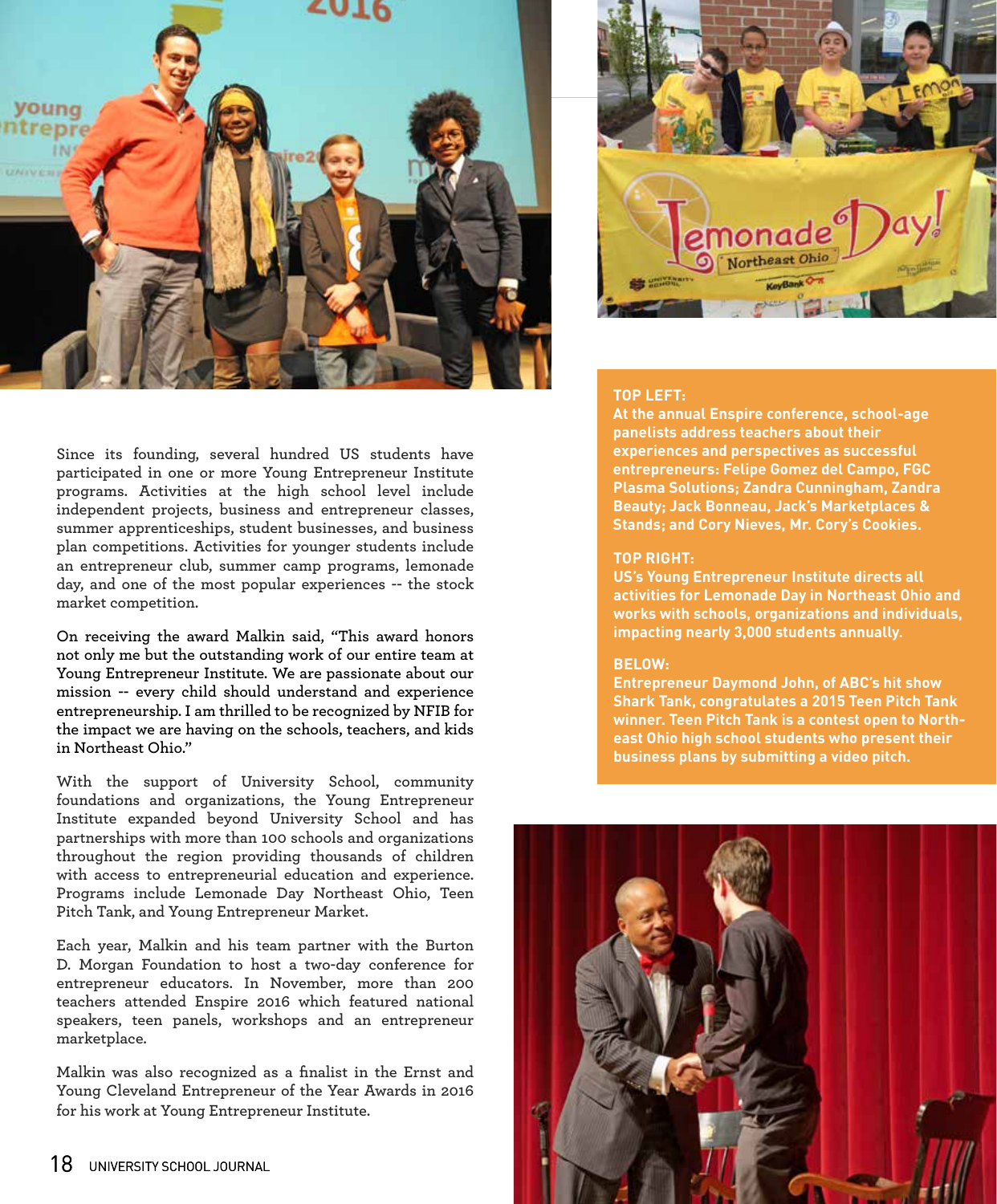Since its founding, several hundred US students have participated in one or more Young Entrepreneur Institute programs. Activities at the high school level include independent projects, business and entrepreneur classes, summer apprenticeships, student businesses, and business plan competitions. Activities for younger students include an entrepreneur club, summer camp programs, lemonade day, and one of the most popular experiences -- the stock market competition.

On receiving the award Malkin said, "This award honors not only me but the outstanding work of our entire team at Young Entrepreneur Institute. We are passionate about our mission -- every child should understand and experience entrepreneurship. I am thrilled to be recognized by NFIB for the impact we are having on the schools, teachers, and kids in Northeast Ohio."

With the support of University School, community foundations and organizations, the Young Entrepreneur Institute expanded beyond University School and has partnerships with more than 100 schools and organizations throughout the region providing thousands of children with access to entrepreneurial education and experience. Programs include Lemonade Day Northeast Ohio, Teen Pitch Tank, and Young Entrepreneur Market.

Each year, Malkin and his team partner with the Burton D. Morgan Foundation to host a two-day conference for entrepreneur educators. In November, more than 200 teachers attended Enspire 2016 which featured national speakers, teen panels, workshops and an entrepreneur marketplace.

Malkin was also recognized as a finalist in the Ernst and Young Cleveland Entrepreneur of the Year Awards in 2016 for his work at Young Entrepreneur Institute.

**TOP LEFT:**
**At the annual Enspire conference, school-age panelists address teachers about their experiences and perspectives as successful entrepreneurs: Felipe Gomez del Campo, FGC Plasma Solutions; Zandra Cunningham, Zandra Beauty; Jack Bonneau, Jack's Marketplaces & Stands; and Cory Nieves, Mr. Cory's Cookies.**

**TOP RIGHT:**
**US's Young Entrepreneur Institute directs all activities for Lemonade Day in Northeast Ohio and works with schools, organizations and individuals, impacting nearly 3,000 students annually.**

**BELOW:**
**Entrepreneur Daymond John, of ABC's hit show Shark Tank, congratulates a 2015 Teen Pitch Tank winner. Teen Pitch Tank is a contest open to North-east Ohio high school students who present their business plans by submitting a video pitch.**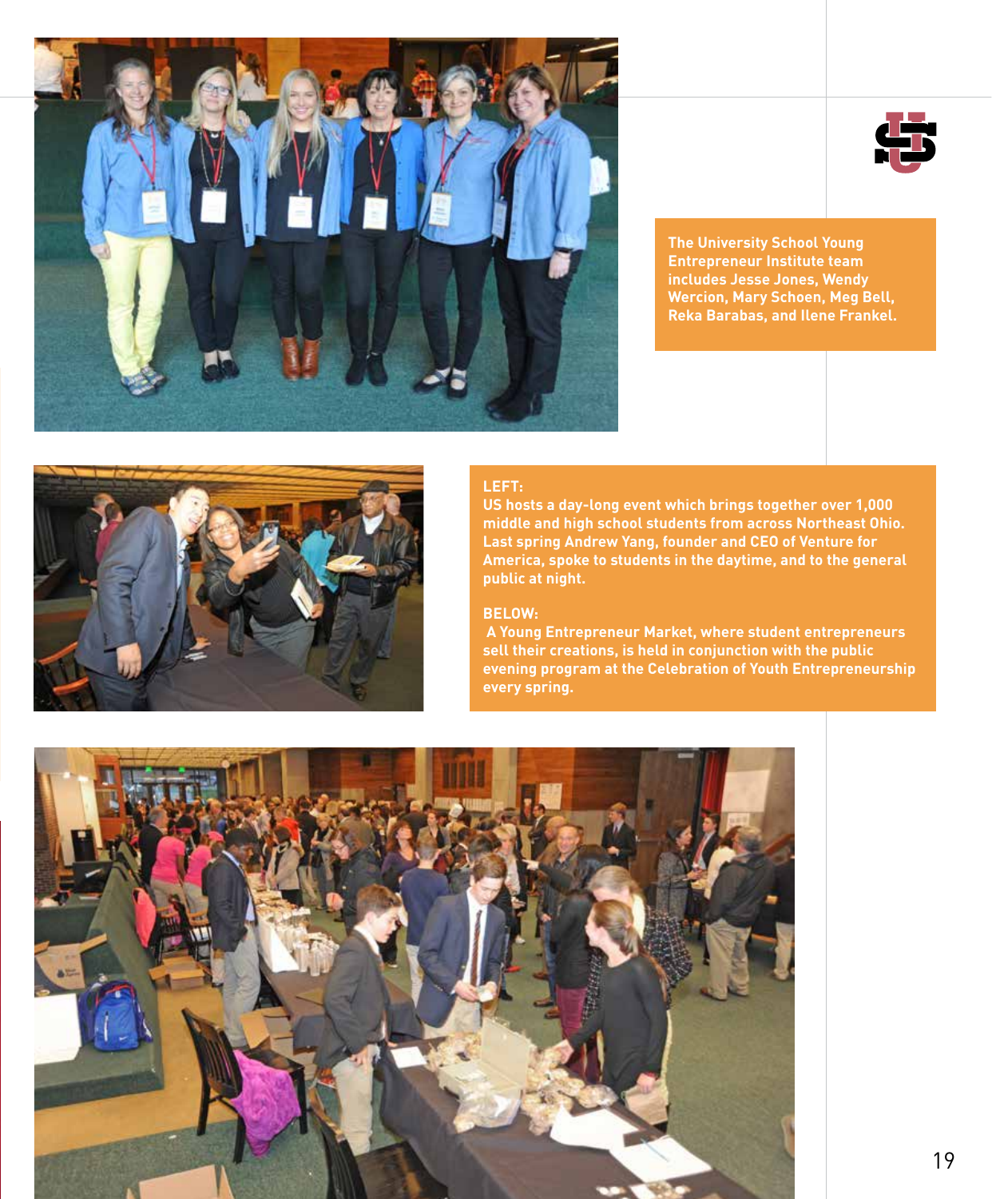The University School Young Entrepreneur Institute team includes Jesse Jones, Wendy Wercion, Mary Schoen, Meg Bell, Reka Barabas, and Ilene Frankel.

**LEFT:**
US hosts a day-long event which brings together over 1,000 middle and high school students from across Northeast Ohio. Last spring Andrew Yang, founder and CEO of Venture for America, spoke to students in the daytime, and to the general public at night.

**BELOW:**
A Young Entrepreneur Market, where student entrepreneurs sell their creations, is held in conjunction with the public evening program at the Celebration of Youth Entrepreneurship every spring.